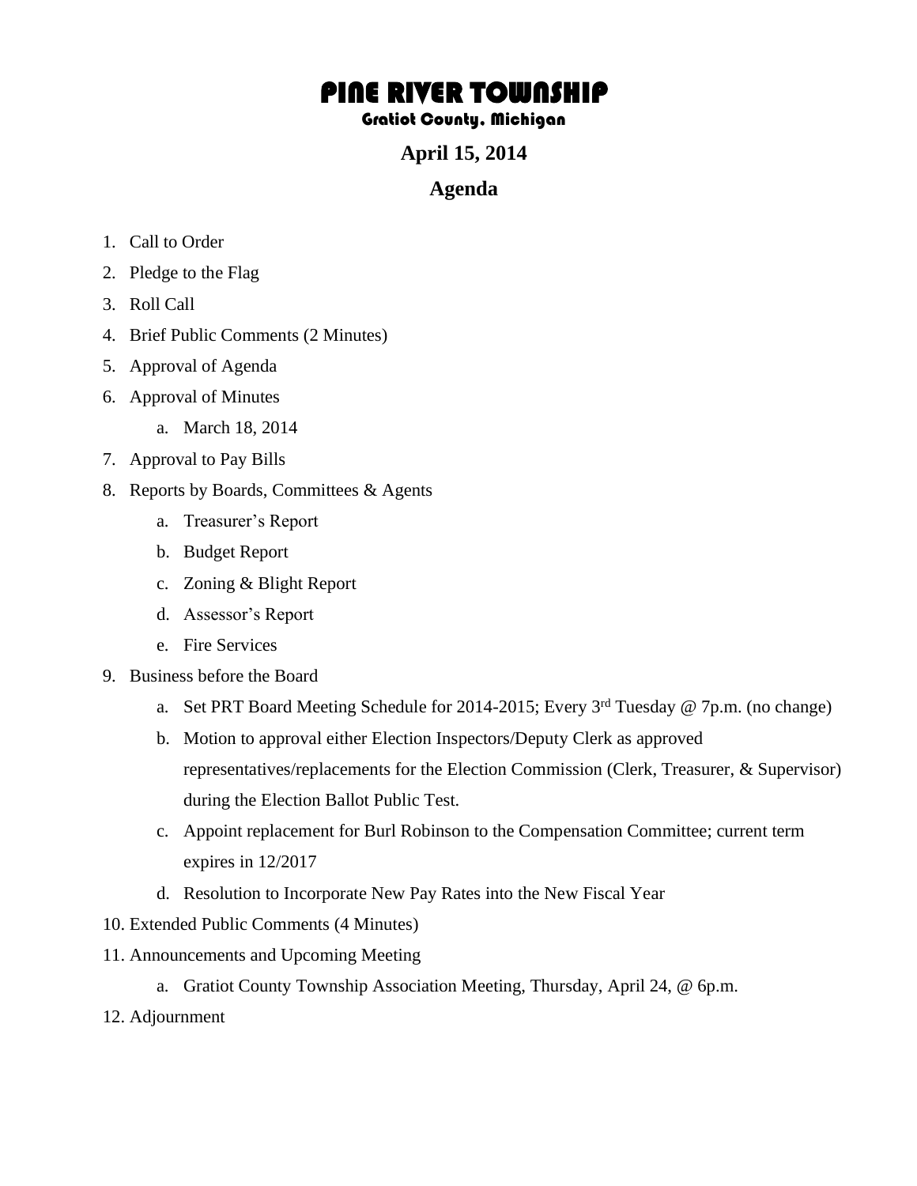# PINE RIVER TOWNSHIP

## Gratiot County, Michigan

## April 15, 2014

## Agenda

1. Call to Order
2. Pledge to the Flag
3. Roll Call
4. Brief Public Comments (2 Minutes)
5. Approval of Agenda
6. Approval of Minutes
    a. March 18, 2014
7. Approval to Pay Bills
8. Reports by Boards, Committees & Agents
    a. Treasurer's Report
    b. Budget Report
    c. Zoning & Blight Report
    d. Assessor's Report
    e. Fire Services
9. Business before the Board
    a. Set PRT Board Meeting Schedule for 2014-2015; Every 3rd Tuesday @ 7p.m. (no change)
    b. Motion to approval either Election Inspectors/Deputy Clerk as approved representatives/replacements for the Election Commission (Clerk, Treasurer, & Supervisor) during the Election Ballot Public Test.
    c. Appoint replacement for Burl Robinson to the Compensation Committee; current term expires in 12/2017
    d. Resolution to Incorporate New Pay Rates into the New Fiscal Year
10. Extended Public Comments (4 Minutes)
11. Announcements and Upcoming Meeting
    a. Gratiot County Township Association Meeting, Thursday, April 24, @ 6p.m.
12. Adjournment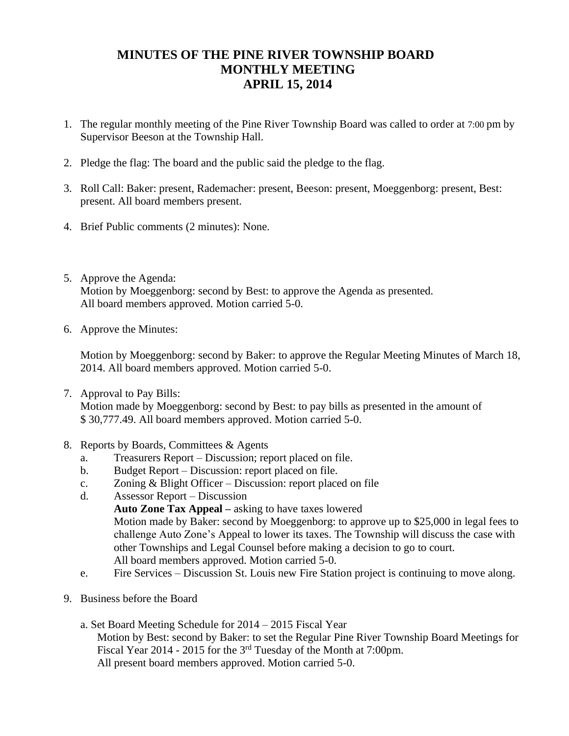# MINUTES OF THE PINE RIVER TOWNSHIP BOARD MONTHLY MEETING APRIL 15, 2014

1. The regular monthly meeting of the Pine River Township Board was called to order at 7:00 pm by Supervisor Beeson at the Township Hall.

2. Pledge the flag: The board and the public said the pledge to the flag.

3. Roll Call: Baker: present, Rademacher: present, Beeson: present, Moeggenborg: present, Best: present. All board members present.

4. Brief Public comments (2 minutes): None.

5. Approve the Agenda:
   Motion by Moeggenborg: second by Best: to approve the Agenda as presented.
   All board members approved. Motion carried 5-0.

6. Approve the Minutes:

   Motion by Moeggenborg: second by Baker: to approve the Regular Meeting Minutes of March 18, 2014. All board members approved. Motion carried 5-0.

7. Approval to Pay Bills:
   Motion made by Moeggenborg: second by Best: to pay bills as presented in the amount of $ 30,777.49. All board members approved. Motion carried 5-0.

8. Reports by Boards, Committees & Agents
   a. Treasurers Report – Discussion; report placed on file.
   b. Budget Report – Discussion: report placed on file.
   c. Zoning & Blight Officer – Discussion: report placed on file
   d. Assessor Report – Discussion
      **Auto Zone Tax Appeal –** asking to have taxes lowered
      Motion made by Baker: second by Moeggenborg: to approve up to $25,000 in legal fees to challenge Auto Zone's Appeal to lower its taxes. The Township will discuss the case with other Townships and Legal Counsel before making a decision to go to court.
      All board members approved. Motion carried 5-0.
   e. Fire Services – Discussion St. Louis new Fire Station project is continuing to move along.

9. Business before the Board

   a. Set Board Meeting Schedule for 2014 – 2015 Fiscal Year
      Motion by Best: second by Baker: to set the Regular Pine River Township Board Meetings for Fiscal Year 2014 - 2015 for the 3rd Tuesday of the Month at 7:00pm.
      All present board members approved. Motion carried 5-0.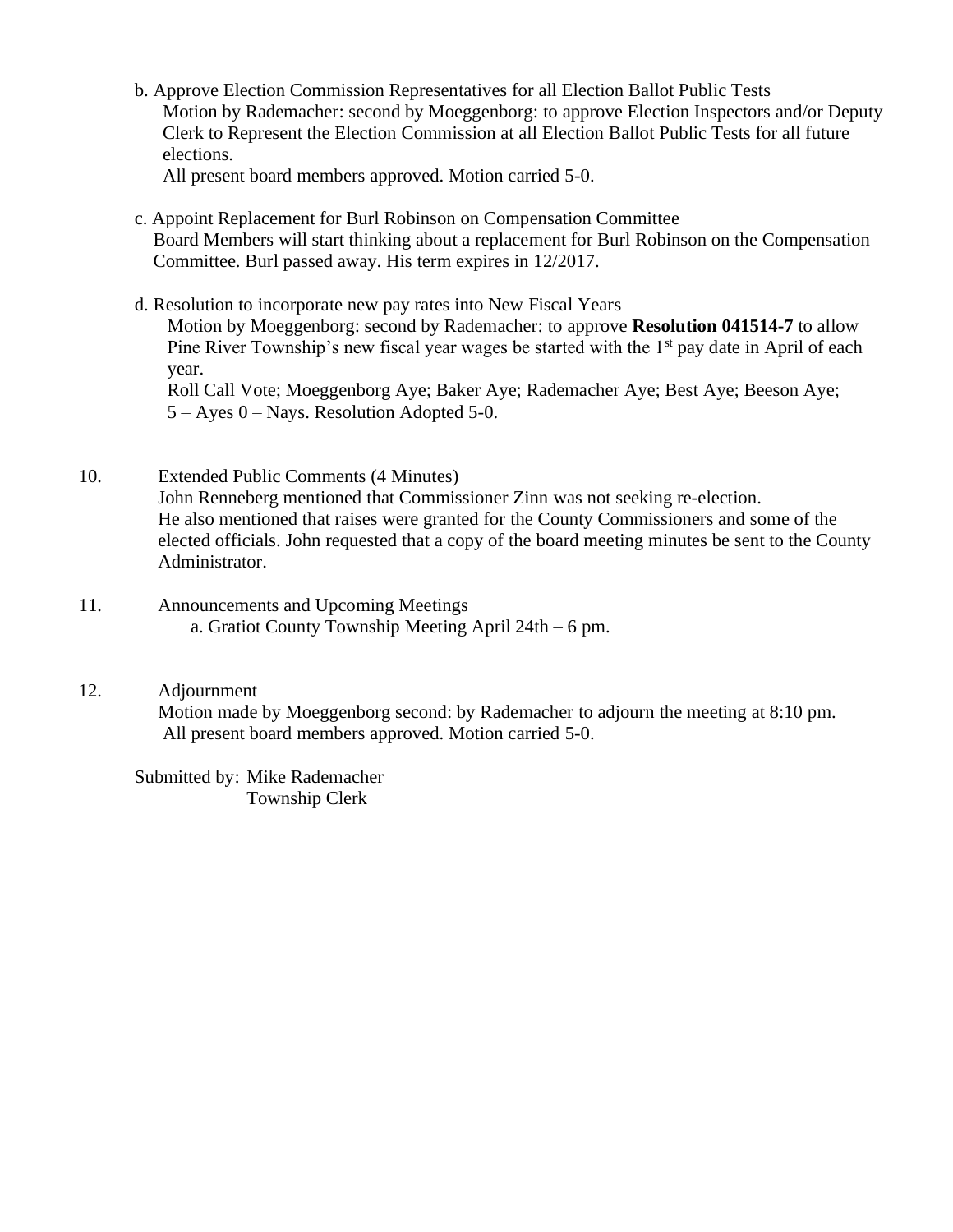b. Approve Election Commission Representatives for all Election Ballot Public Tests
Motion by Rademacher: second by Moeggenborg: to approve Election Inspectors and/or Deputy Clerk to Represent the Election Commission at all Election Ballot Public Tests for all future elections.
All present board members approved. Motion carried 5-0.

c. Appoint Replacement for Burl Robinson on Compensation Committee
Board Members will start thinking about a replacement for Burl Robinson on the Compensation Committee. Burl passed away. His term expires in 12/2017.

d. Resolution to incorporate new pay rates into New Fiscal Years
Motion by Moeggenborg: second by Rademacher: to approve **Resolution 041514-7** to allow Pine River Township's new fiscal year wages be started with the 1st pay date in April of each year.
Roll Call Vote; Moeggenborg Aye; Baker Aye; Rademacher Aye; Best Aye; Beeson Aye;
5 – Ayes 0 – Nays. Resolution Adopted 5-0.

10. Extended Public Comments (4 Minutes)
John Renneberg mentioned that Commissioner Zinn was not seeking re-election.
He also mentioned that raises were granted for the County Commissioners and some of the elected officials. John requested that a copy of the board meeting minutes be sent to the County Administrator.

11. Announcements and Upcoming Meetings
a. Gratiot County Township Meeting April 24th – 6 pm.

12. Adjournment
Motion made by Moeggenborg second: by Rademacher to adjourn the meeting at 8:10 pm.
All present board members approved. Motion carried 5-0.

Submitted by: Mike Rademacher
Township Clerk